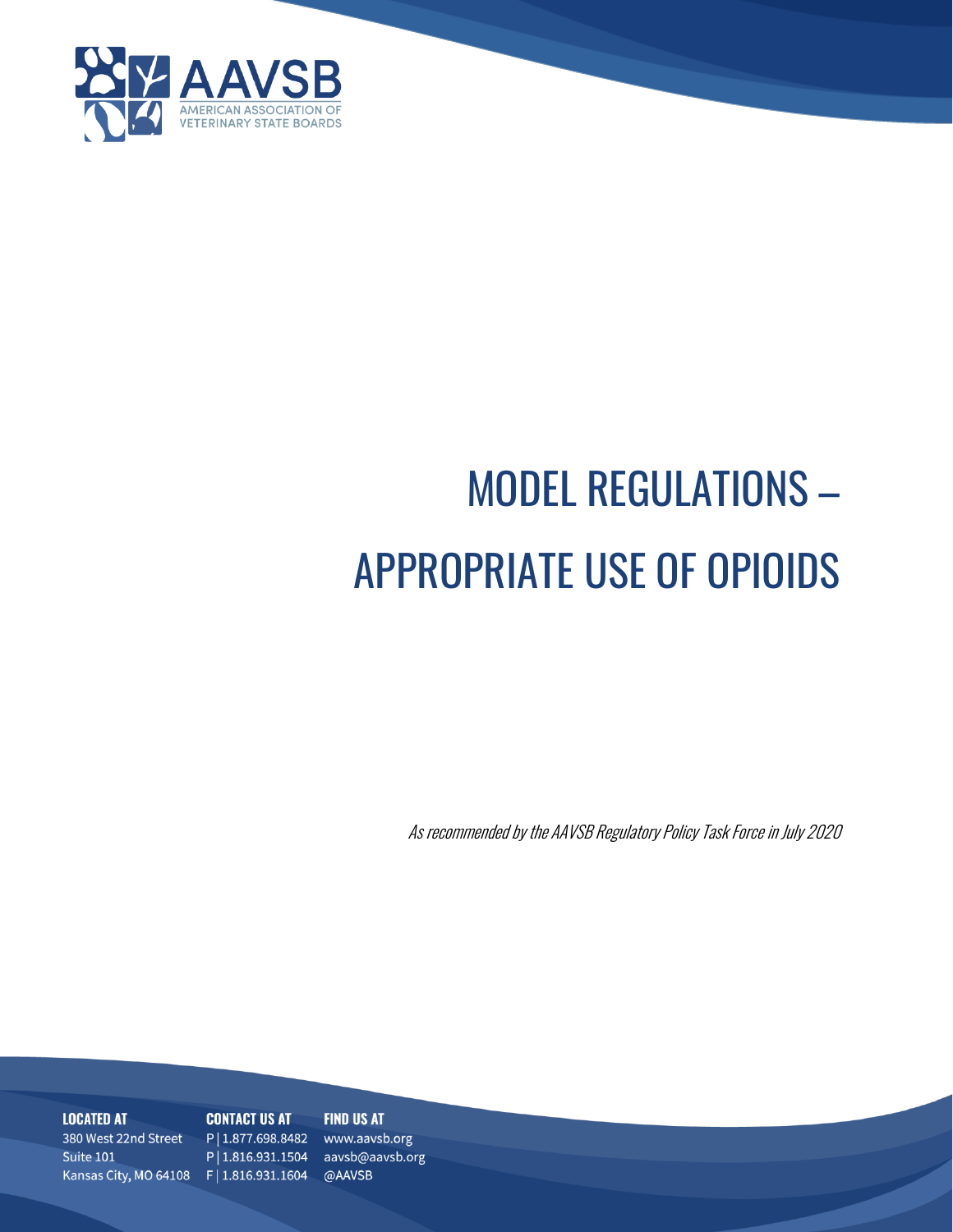AAVSB

AMERICAN ASSOCIATION OF VETERINARY STATE BOARDS

# MODEL REGULATIONS – APPROPRIATE USE OF OPIOIDS

*As recommended by the AAVSB Regulatory Policy Task Force in July 2020*

**LOCATED AT**
380 West 22nd Street
Suite 101
Kansas City, MO 64108

**CONTACT US AT**
P | 1.877.698.8482
P | 1.816.931.1504
F | 1.816.931.1604

**FIND US AT**
www.aavsb.org
aavsb@aavsb.org
@AAVSB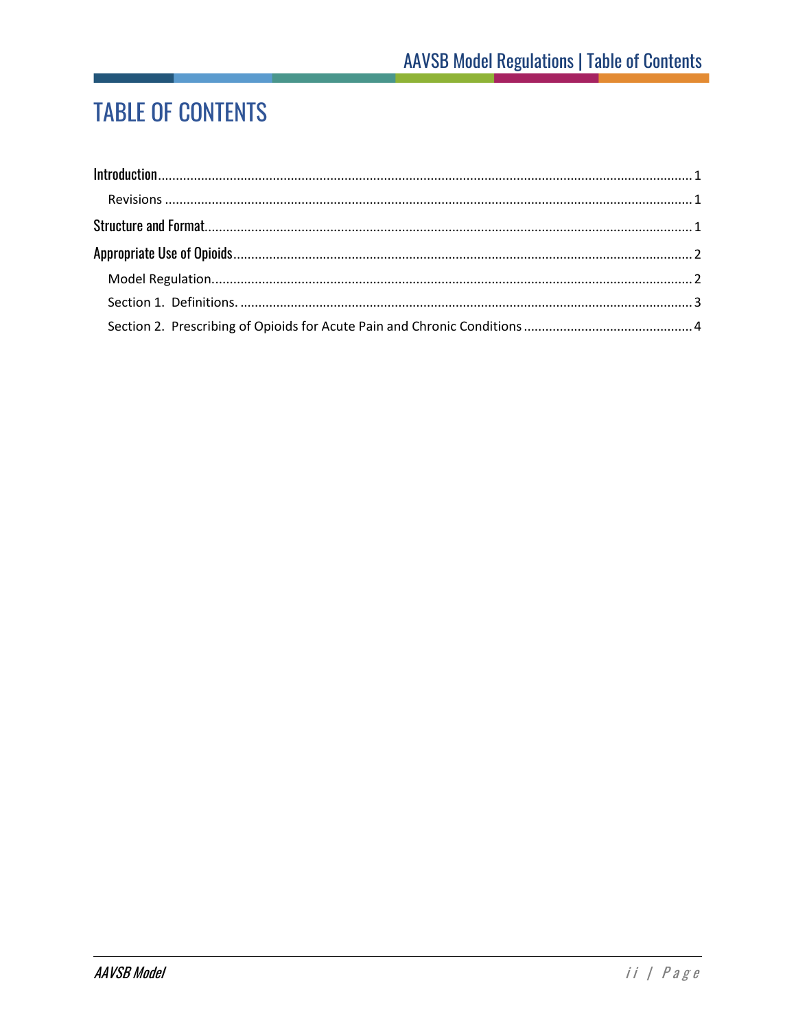# TABLE OF CONTENTS

Introduction ........................................................................................................................................ 1

- Revisions ........................................................................................................................................ 1

Structure and Format ........................................................................................................................ 1

Appropriate Use of Opioids ................................................................................................................ 2

- Model Regulation ............................................................................................................................ 2
- Section 1. Definitions. ...................................................................................................................... 3
- Section 2. Prescribing of Opioids for Acute Pain and Chronic Conditions ............................................. 4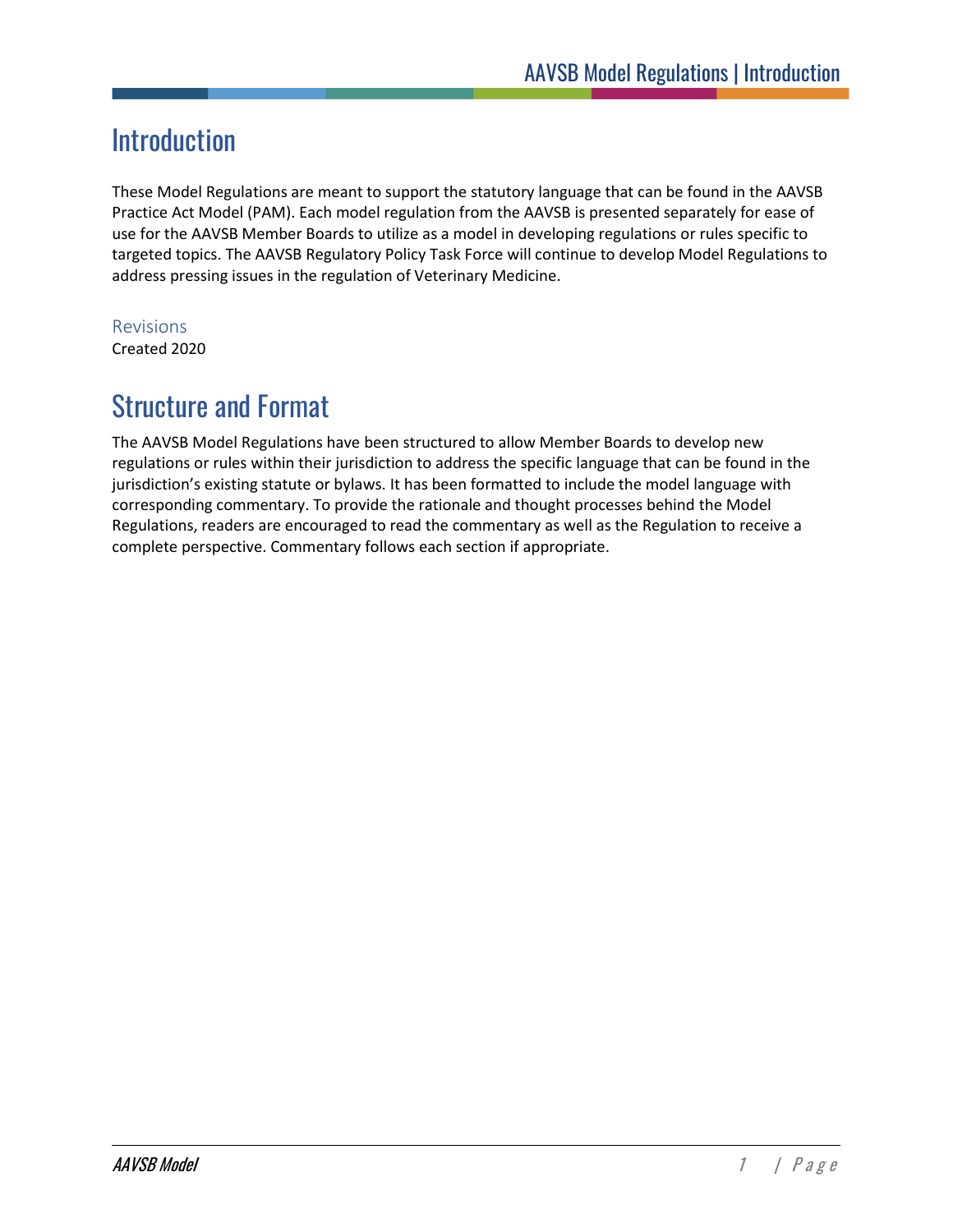# Introduction

These Model Regulations are meant to support the statutory language that can be found in the AAVSB Practice Act Model (PAM). Each model regulation from the AAVSB is presented separately for ease of use for the AAVSB Member Boards to utilize as a model in developing regulations or rules specific to targeted topics. The AAVSB Regulatory Policy Task Force will continue to develop Model Regulations to address pressing issues in the regulation of Veterinary Medicine.

### Revisions

Created 2020

# Structure and Format

The AAVSB Model Regulations have been structured to allow Member Boards to develop new regulations or rules within their jurisdiction to address the specific language that can be found in the jurisdiction's existing statute or bylaws. It has been formatted to include the model language with corresponding commentary. To provide the rationale and thought processes behind the Model Regulations, readers are encouraged to read the commentary as well as the Regulation to receive a complete perspective. Commentary follows each section if appropriate.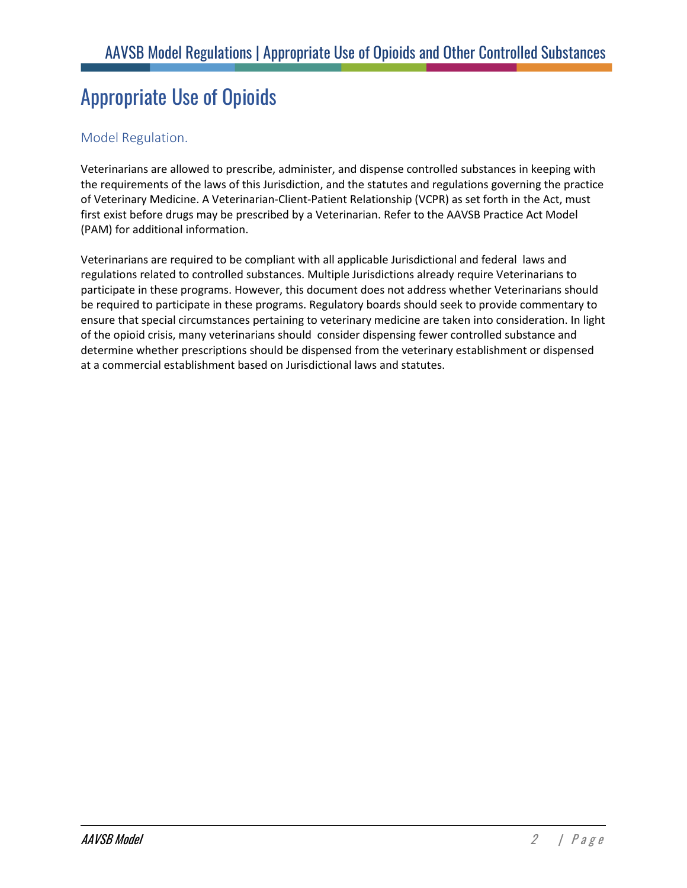# Appropriate Use of Opioids

## Model Regulation.

Veterinarians are allowed to prescribe, administer, and dispense controlled substances in keeping with the requirements of the laws of this Jurisdiction, and the statutes and regulations governing the practice of Veterinary Medicine. A Veterinarian-Client-Patient Relationship (VCPR) as set forth in the Act, must first exist before drugs may be prescribed by a Veterinarian. Refer to the AAVSB Practice Act Model (PAM) for additional information.

Veterinarians are required to be compliant with all applicable Jurisdictional and federal laws and regulations related to controlled substances. Multiple Jurisdictions already require Veterinarians to participate in these programs. However, this document does not address whether Veterinarians should be required to participate in these programs. Regulatory boards should seek to provide commentary to ensure that special circumstances pertaining to veterinary medicine are taken into consideration. In light of the opioid crisis, many veterinarians should consider dispensing fewer controlled substance and determine whether prescriptions should be dispensed from the veterinary establishment or dispensed at a commercial establishment based on Jurisdictional laws and statutes.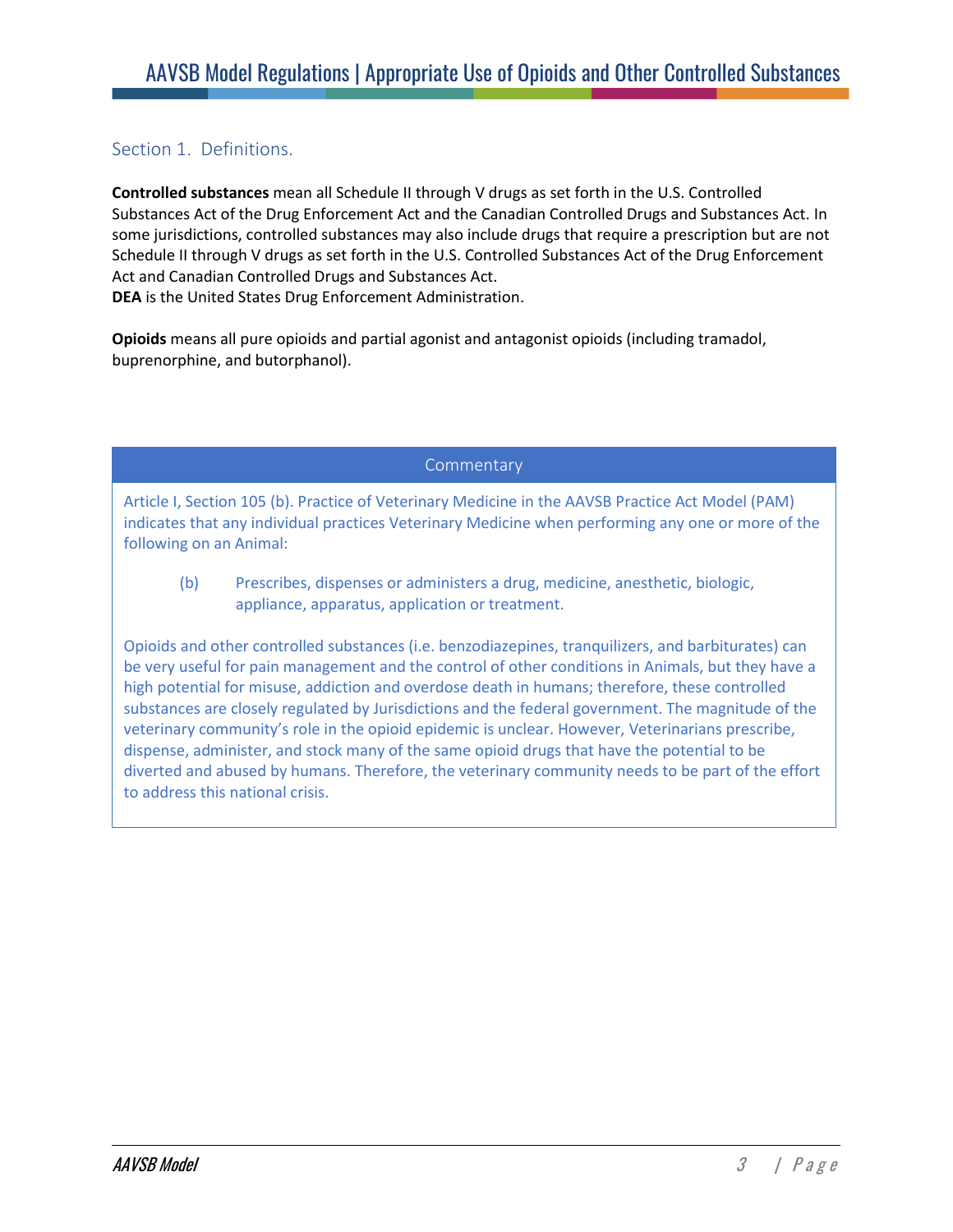## Section 1. Definitions.

**Controlled substances** mean all Schedule II through V drugs as set forth in the U.S. Controlled Substances Act of the Drug Enforcement Act and the Canadian Controlled Drugs and Substances Act. In some jurisdictions, controlled substances may also include drugs that require a prescription but are not Schedule II through V drugs as set forth in the U.S. Controlled Substances Act of the Drug Enforcement Act and Canadian Controlled Drugs and Substances Act.
**DEA** is the United States Drug Enforcement Administration.

**Opioids** means all pure opioids and partial agonist and antagonist opioids (including tramadol, buprenorphine, and butorphanol).

### Commentary

Article I, Section 105 (b). Practice of Veterinary Medicine in the AAVSB Practice Act Model (PAM) indicates that any individual practices Veterinary Medicine when performing any one or more of the following on an Animal:

> (b) Prescribes, dispenses or administers a drug, medicine, anesthetic, biologic, appliance, apparatus, application or treatment.

Opioids and other controlled substances (i.e. benzodiazepines, tranquilizers, and barbiturates) can be very useful for pain management and the control of other conditions in Animals, but they have a high potential for misuse, addiction and overdose death in humans; therefore, these controlled substances are closely regulated by Jurisdictions and the federal government. The magnitude of the veterinary community's role in the opioid epidemic is unclear. However, Veterinarians prescribe, dispense, administer, and stock many of the same opioid drugs that have the potential to be diverted and abused by humans. Therefore, the veterinary community needs to be part of the effort to address this national crisis.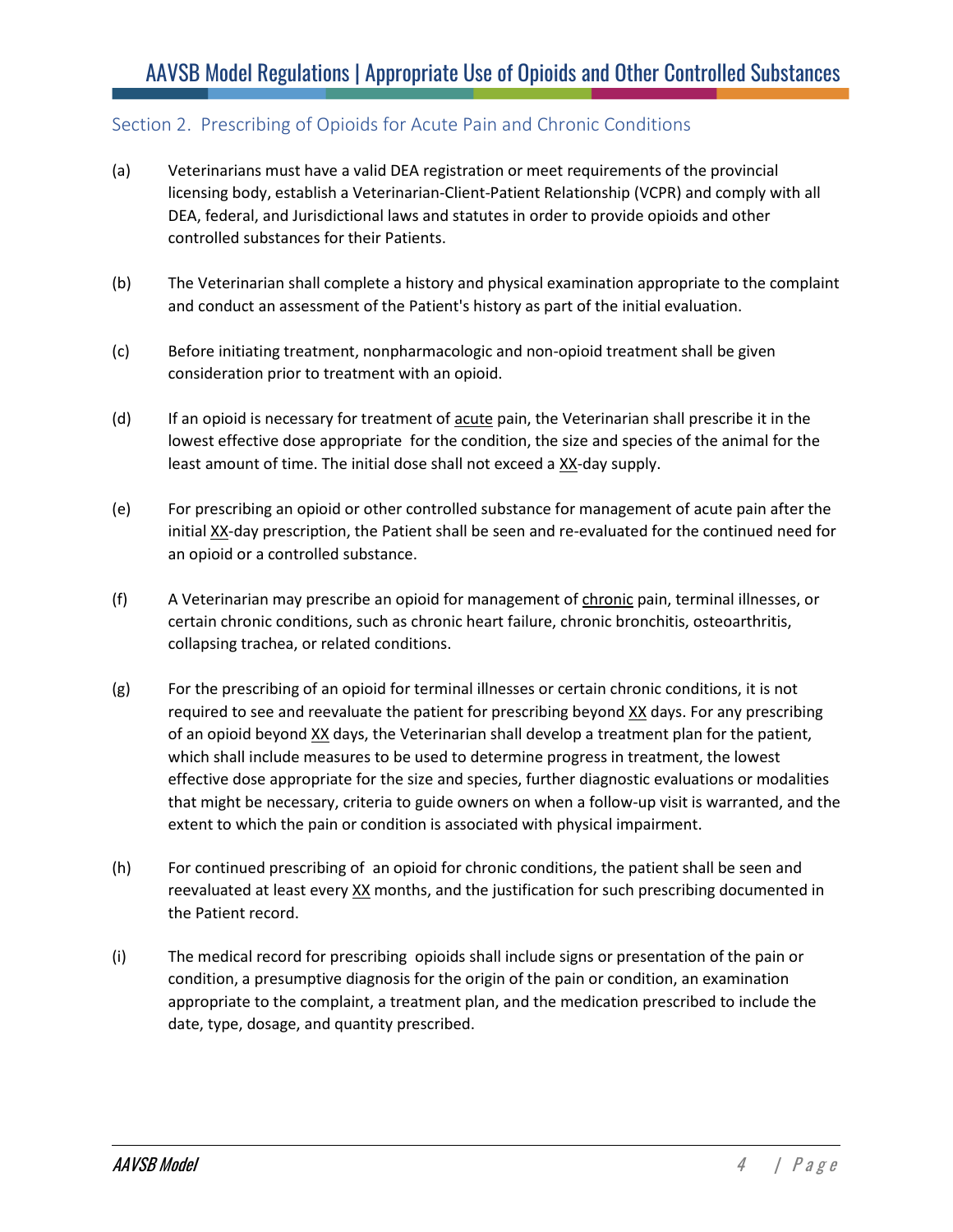## Section 2. Prescribing of Opioids for Acute Pain and Chronic Conditions

(a) Veterinarians must have a valid DEA registration or meet requirements of the provincial licensing body, establish a Veterinarian-Client-Patient Relationship (VCPR) and comply with all DEA, federal, and Jurisdictional laws and statutes in order to provide opioids and other controlled substances for their Patients.

(b) The Veterinarian shall complete a history and physical examination appropriate to the complaint and conduct an assessment of the Patient's history as part of the initial evaluation.

(c) Before initiating treatment, nonpharmacologic and non-opioid treatment shall be given consideration prior to treatment with an opioid.

(d) If an opioid is necessary for treatment of acute pain, the Veterinarian shall prescribe it in the lowest effective dose appropriate for the condition, the size and species of the animal for the least amount of time. The initial dose shall not exceed a XX-day supply.

(e) For prescribing an opioid or other controlled substance for management of acute pain after the initial XX-day prescription, the Patient shall be seen and re-evaluated for the continued need for an opioid or a controlled substance.

(f) A Veterinarian may prescribe an opioid for management of chronic pain, terminal illnesses, or certain chronic conditions, such as chronic heart failure, chronic bronchitis, osteoarthritis, collapsing trachea, or related conditions.

(g) For the prescribing of an opioid for terminal illnesses or certain chronic conditions, it is not required to see and reevaluate the patient for prescribing beyond XX days. For any prescribing of an opioid beyond XX days, the Veterinarian shall develop a treatment plan for the patient, which shall include measures to be used to determine progress in treatment, the lowest effective dose appropriate for the size and species, further diagnostic evaluations or modalities that might be necessary, criteria to guide owners on when a follow-up visit is warranted, and the extent to which the pain or condition is associated with physical impairment.

(h) For continued prescribing of an opioid for chronic conditions, the patient shall be seen and reevaluated at least every XX months, and the justification for such prescribing documented in the Patient record.

(i) The medical record for prescribing opioids shall include signs or presentation of the pain or condition, a presumptive diagnosis for the origin of the pain or condition, an examination appropriate to the complaint, a treatment plan, and the medication prescribed to include the date, type, dosage, and quantity prescribed.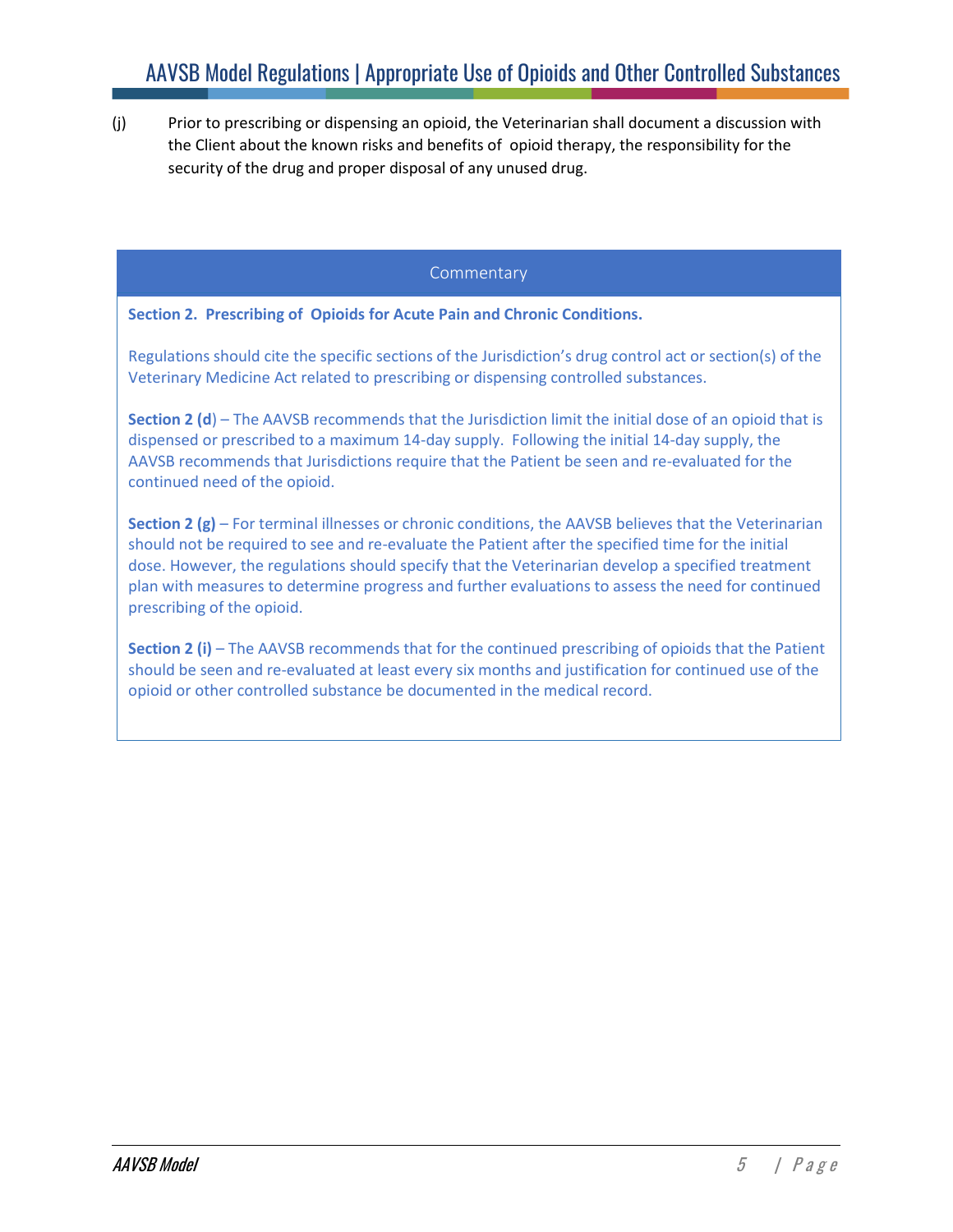(j) Prior to prescribing or dispensing an opioid, the Veterinarian shall document a discussion with the Client about the known risks and benefits of opioid therapy, the responsibility for the security of the drug and proper disposal of any unused drug.

## Commentary

**Section 2. Prescribing of Opioids for Acute Pain and Chronic Conditions.**

Regulations should cite the specific sections of the Jurisdiction's drug control act or section(s) of the Veterinary Medicine Act related to prescribing or dispensing controlled substances.

**Section 2 (d)** – The AAVSB recommends that the Jurisdiction limit the initial dose of an opioid that is dispensed or prescribed to a maximum 14-day supply. Following the initial 14-day supply, the AAVSB recommends that Jurisdictions require that the Patient be seen and re-evaluated for the continued need of the opioid.

**Section 2 (g)** – For terminal illnesses or chronic conditions, the AAVSB believes that the Veterinarian should not be required to see and re-evaluate the Patient after the specified time for the initial dose. However, the regulations should specify that the Veterinarian develop a specified treatment plan with measures to determine progress and further evaluations to assess the need for continued prescribing of the opioid.

**Section 2 (i)** – The AAVSB recommends that for the continued prescribing of opioids that the Patient should be seen and re-evaluated at least every six months and justification for continued use of the opioid or other controlled substance be documented in the medical record.